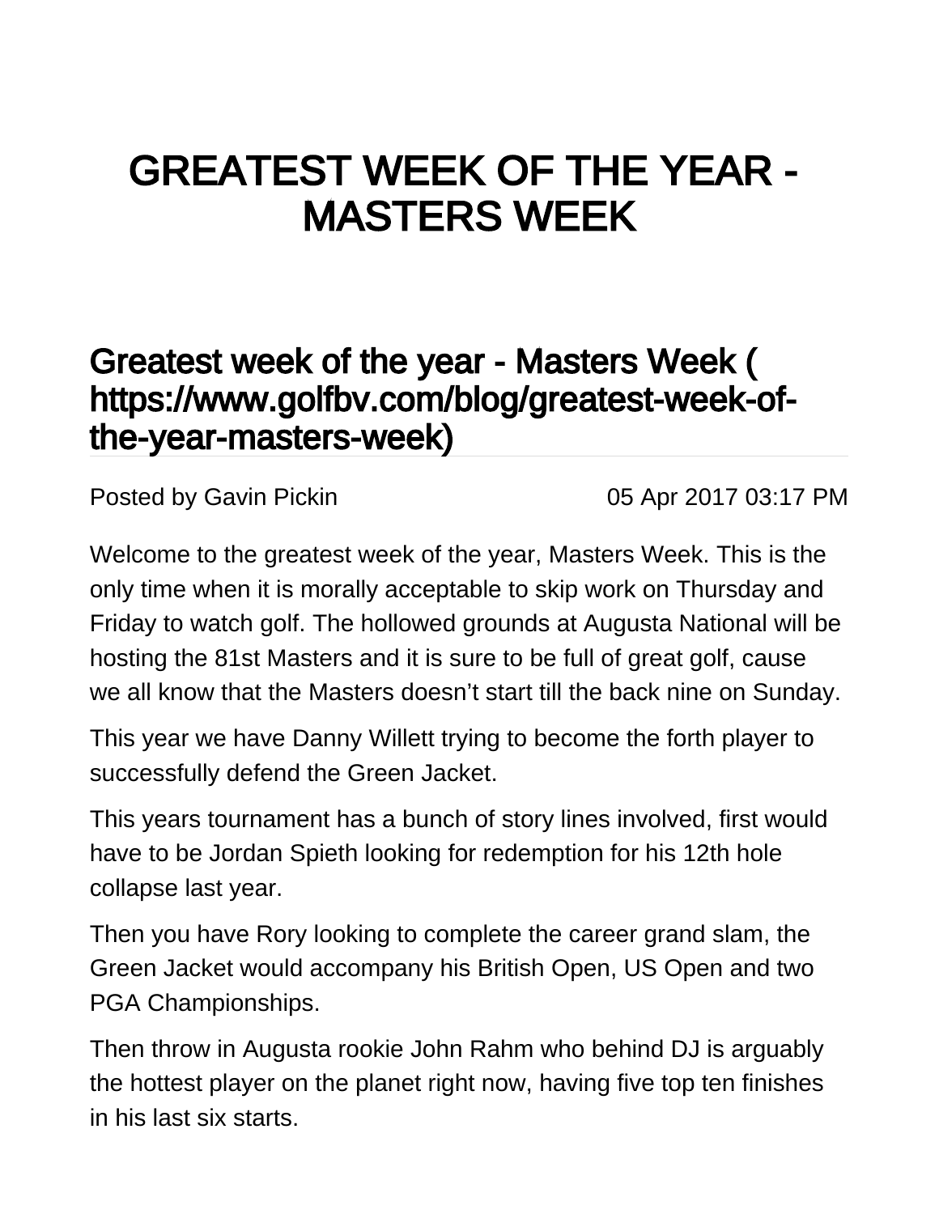# GREATEST WEEK OF THE YEAR - MASTERS WEEK

## Greatest week of the year - Masters Week ( https://www.golfbv.com/blog/greatest-week-of-the-year-masters-week)

Posted by Gavin Pickin 05 Apr 2017 03:17 PM

Welcome to the greatest week of the year, Masters Week. This is the only time when it is morally acceptable to skip work on Thursday and Friday to watch golf. The hollowed grounds at Augusta National will be hosting the 81st Masters and it is sure to be full of great golf, cause we all know that the Masters doesn't start till the back nine on Sunday.

This year we have Danny Willett trying to become the forth player to successfully defend the Green Jacket.

This years tournament has a bunch of story lines involved, first would have to be Jordan Spieth looking for redemption for his 12th hole collapse last year.

Then you have Rory looking to complete the career grand slam, the Green Jacket would accompany his British Open, US Open and two PGA Championships.

Then throw in Augusta rookie John Rahm who behind DJ is arguably the hottest player on the planet right now, having five top ten finishes in his last six starts.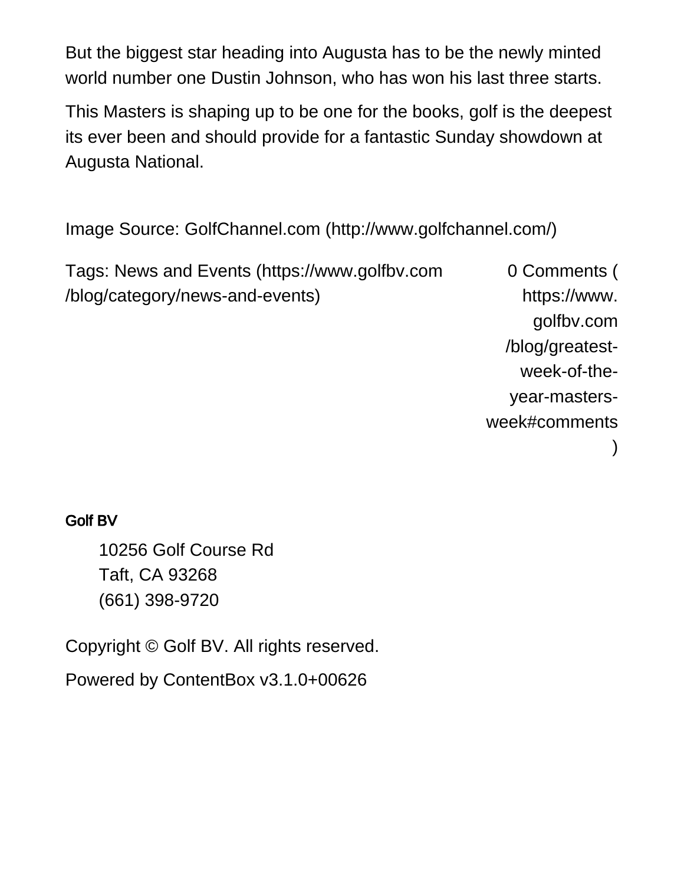But the biggest star heading into Augusta has to be the newly minted world number one Dustin Johnson, who has won his last three starts.

This Masters is shaping up to be one for the books, golf is the deepest its ever been and should provide for a fantastic Sunday showdown at Augusta National.

Image Source: GolfChannel.com (http://www.golfchannel.com/)

Tags: News and Events (https://www.golfbv.com/blog/category/news-and-events)

0 Comments (https://www.golfbv.com/blog/greatest-week-of-the-year-masters-week#comments)

**Golf BV**

10256 Golf Course Rd
Taft, CA 93268
(661) 398-9720

Copyright © Golf BV. All rights reserved.

Powered by ContentBox v3.1.0+00626